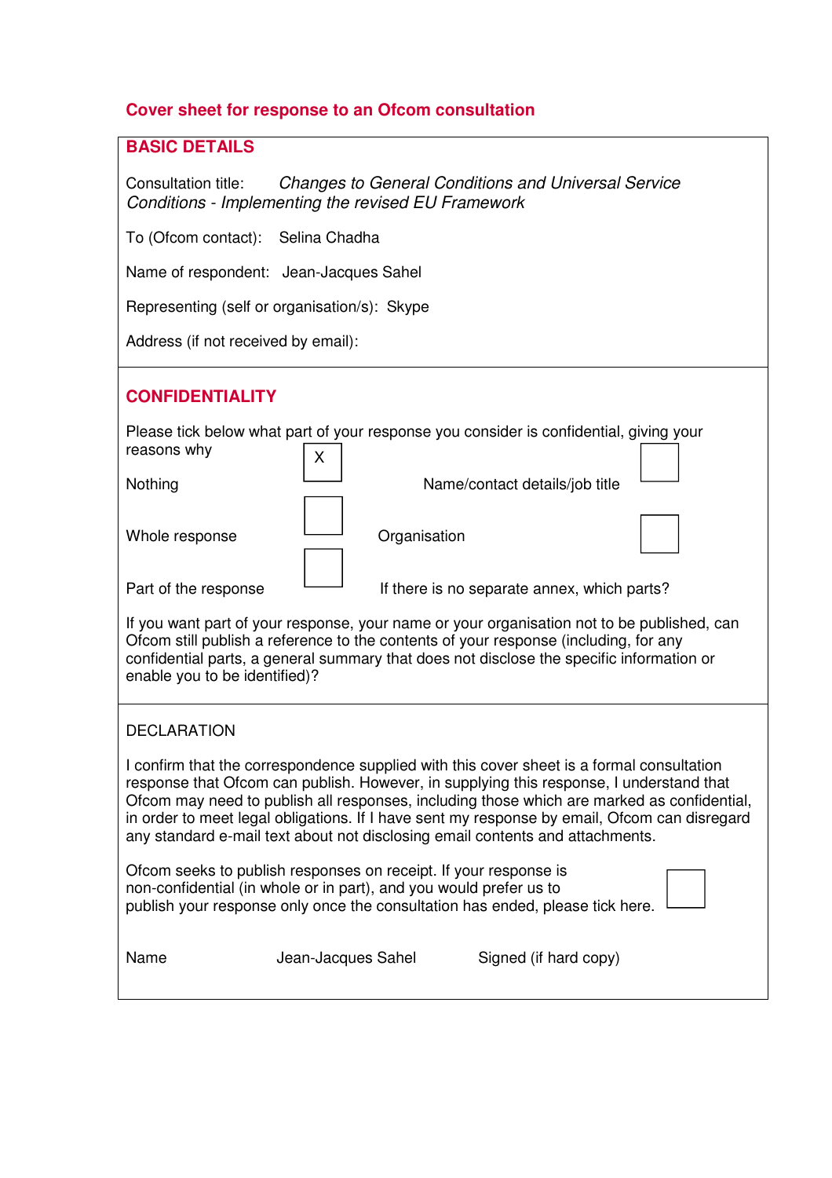## Cover sheet for response to an Ofcom consultation

### BASIC DETAILS

Consultation title: *Changes to General Conditions and Universal Service Conditions - Implementing the revised EU Framework*

To (Ofcom contact): Selina Chadha

Name of respondent: Jean-Jacques Sahel

Representing (self or organisation/s): Skype

Address (if not received by email):

### CONFIDENTIALITY

Please tick below what part of your response you consider is confidential, giving your reasons why

| | | | |
|---|---|---|---|
| Nothing | X | Name/contact details/job title | |
| Whole response | | Organisation | |
| Part of the response | | If there is no separate annex, which parts? | |

If you want part of your response, your name or your organisation not to be published, can Ofcom still publish a reference to the contents of your response (including, for any confidential parts, a general summary that does not disclose the specific information or enable you to be identified)?

### DECLARATION

I confirm that the correspondence supplied with this cover sheet is a formal consultation response that Ofcom can publish. However, in supplying this response, I understand that Ofcom may need to publish all responses, including those which are marked as confidential, in order to meet legal obligations. If I have sent my response by email, Ofcom can disregard any standard e-mail text about not disclosing email contents and attachments.

Ofcom seeks to publish responses on receipt. If your response is non-confidential (in whole or in part), and you would prefer us to publish your response only once the consultation has ended, please tick here. ☐

Name Jean-Jacques Sahel Signed (if hard copy)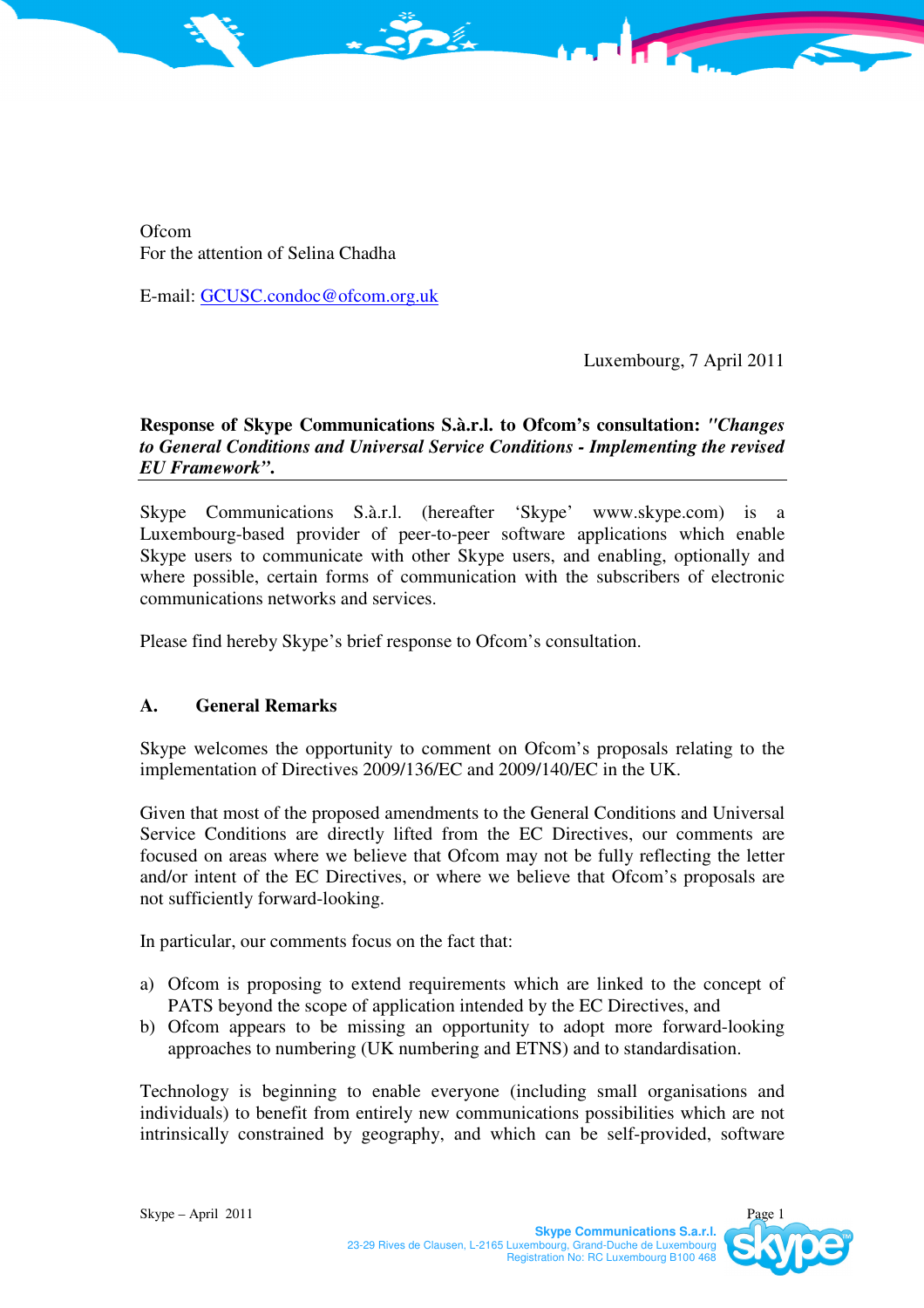Ofcom
For the attention of Selina Chadha

E-mail: GCUSC.condoc@ofcom.org.uk

Luxembourg, 7 April 2011

**Response of Skype Communications S.à.r.l. to Ofcom's consultation: *"Changes to General Conditions and Universal Service Conditions - Implementing the revised EU Framework"*.**

Skype Communications S.à.r.l. (hereafter 'Skype' www.skype.com) is a Luxembourg-based provider of peer-to-peer software applications which enable Skype users to communicate with other Skype users, and enabling, optionally and where possible, certain forms of communication with the subscribers of electronic communications networks and services.

Please find hereby Skype's brief response to Ofcom's consultation.

## A. General Remarks

Skype welcomes the opportunity to comment on Ofcom's proposals relating to the implementation of Directives 2009/136/EC and 2009/140/EC in the UK.

Given that most of the proposed amendments to the General Conditions and Universal Service Conditions are directly lifted from the EC Directives, our comments are focused on areas where we believe that Ofcom may not be fully reflecting the letter and/or intent of the EC Directives, or where we believe that Ofcom's proposals are not sufficiently forward-looking.

In particular, our comments focus on the fact that:

a) Ofcom is proposing to extend requirements which are linked to the concept of PATS beyond the scope of application intended by the EC Directives, and
b) Ofcom appears to be missing an opportunity to adopt more forward-looking approaches to numbering (UK numbering and ETNS) and to standardisation.

Technology is beginning to enable everyone (including small organisations and individuals) to benefit from entirely new communications possibilities which are not intrinsically constrained by geography, and which can be self-provided, software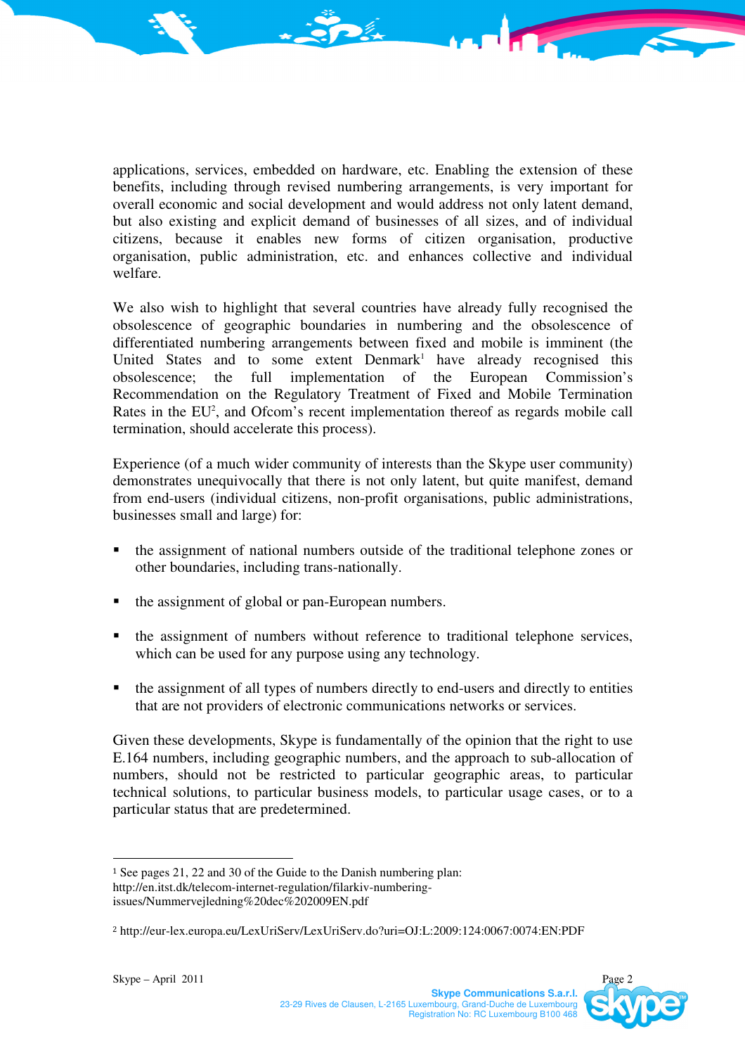applications, services, embedded on hardware, etc. Enabling the extension of these benefits, including through revised numbering arrangements, is very important for overall economic and social development and would address not only latent demand, but also existing and explicit demand of businesses of all sizes, and of individual citizens, because it enables new forms of citizen organisation, productive organisation, public administration, etc. and enhances collective and individual welfare.

We also wish to highlight that several countries have already fully recognised the obsolescence of geographic boundaries in numbering and the obsolescence of differentiated numbering arrangements between fixed and mobile is imminent (the United States and to some extent Denmark[1] have already recognised this obsolescence; the full implementation of the European Commission's Recommendation on the Regulatory Treatment of Fixed and Mobile Termination Rates in the EU[2], and Ofcom's recent implementation thereof as regards mobile call termination, should accelerate this process).

Experience (of a much wider community of interests than the Skype user community) demonstrates unequivocally that there is not only latent, but quite manifest, demand from end-users (individual citizens, non-profit organisations, public administrations, businesses small and large) for:

- the assignment of national numbers outside of the traditional telephone zones or other boundaries, including trans-nationally.
- the assignment of global or pan-European numbers.
- the assignment of numbers without reference to traditional telephone services, which can be used for any purpose using any technology.
- the assignment of all types of numbers directly to end-users and directly to entities that are not providers of electronic communications networks or services.

Given these developments, Skype is fundamentally of the opinion that the right to use E.164 numbers, including geographic numbers, and the approach to sub-allocation of numbers, should not be restricted to particular geographic areas, to particular technical solutions, to particular business models, to particular usage cases, or to a particular status that are predetermined.

---

[1] See pages 21, 22 and 30 of the Guide to the Danish numbering plan: http://en.itst.dk/telecom-internet-regulation/filarkiv-numbering-issues/Nummervejledning%20dec%202009EN.pdf

[2] http://eur-lex.europa.eu/LexUriServ/LexUriServ.do?uri=OJ:L:2009:124:0067:0074:EN:PDF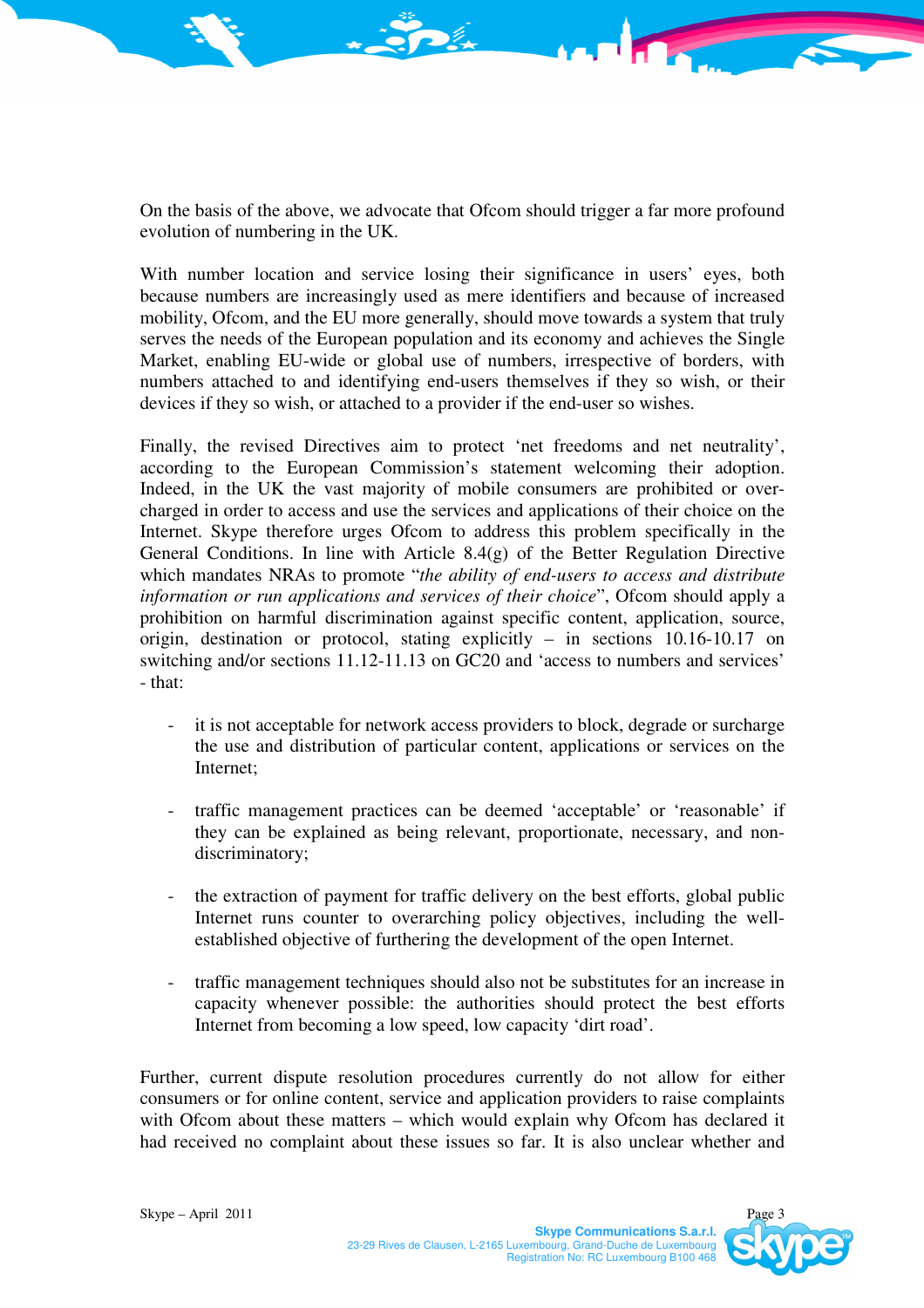On the basis of the above, we advocate that Ofcom should trigger a far more profound evolution of numbering in the UK.

With number location and service losing their significance in users' eyes, both because numbers are increasingly used as mere identifiers and because of increased mobility, Ofcom, and the EU more generally, should move towards a system that truly serves the needs of the European population and its economy and achieves the Single Market, enabling EU-wide or global use of numbers, irrespective of borders, with numbers attached to and identifying end-users themselves if they so wish, or their devices if they so wish, or attached to a provider if the end-user so wishes.

Finally, the revised Directives aim to protect 'net freedoms and net neutrality', according to the European Commission's statement welcoming their adoption. Indeed, in the UK the vast majority of mobile consumers are prohibited or over-charged in order to access and use the services and applications of their choice on the Internet. Skype therefore urges Ofcom to address this problem specifically in the General Conditions. In line with Article 8.4(g) of the Better Regulation Directive which mandates NRAs to promote "*the ability of end-users to access and distribute information or run applications and services of their choice*", Ofcom should apply a prohibition on harmful discrimination against specific content, application, source, origin, destination or protocol, stating explicitly – in sections 10.16-10.17 on switching and/or sections 11.12-11.13 on GC20 and 'access to numbers and services' - that:

- it is not acceptable for network access providers to block, degrade or surcharge the use and distribution of particular content, applications or services on the Internet;

- traffic management practices can be deemed 'acceptable' or 'reasonable' if they can be explained as being relevant, proportionate, necessary, and non-discriminatory;

- the extraction of payment for traffic delivery on the best efforts, global public Internet runs counter to overarching policy objectives, including the well-established objective of furthering the development of the open Internet.

- traffic management techniques should also not be substitutes for an increase in capacity whenever possible: the authorities should protect the best efforts Internet from becoming a low speed, low capacity 'dirt road'.

Further, current dispute resolution procedures currently do not allow for either consumers or for online content, service and application providers to raise complaints with Ofcom about these matters – which would explain why Ofcom has declared it had received no complaint about these issues so far. It is also unclear whether and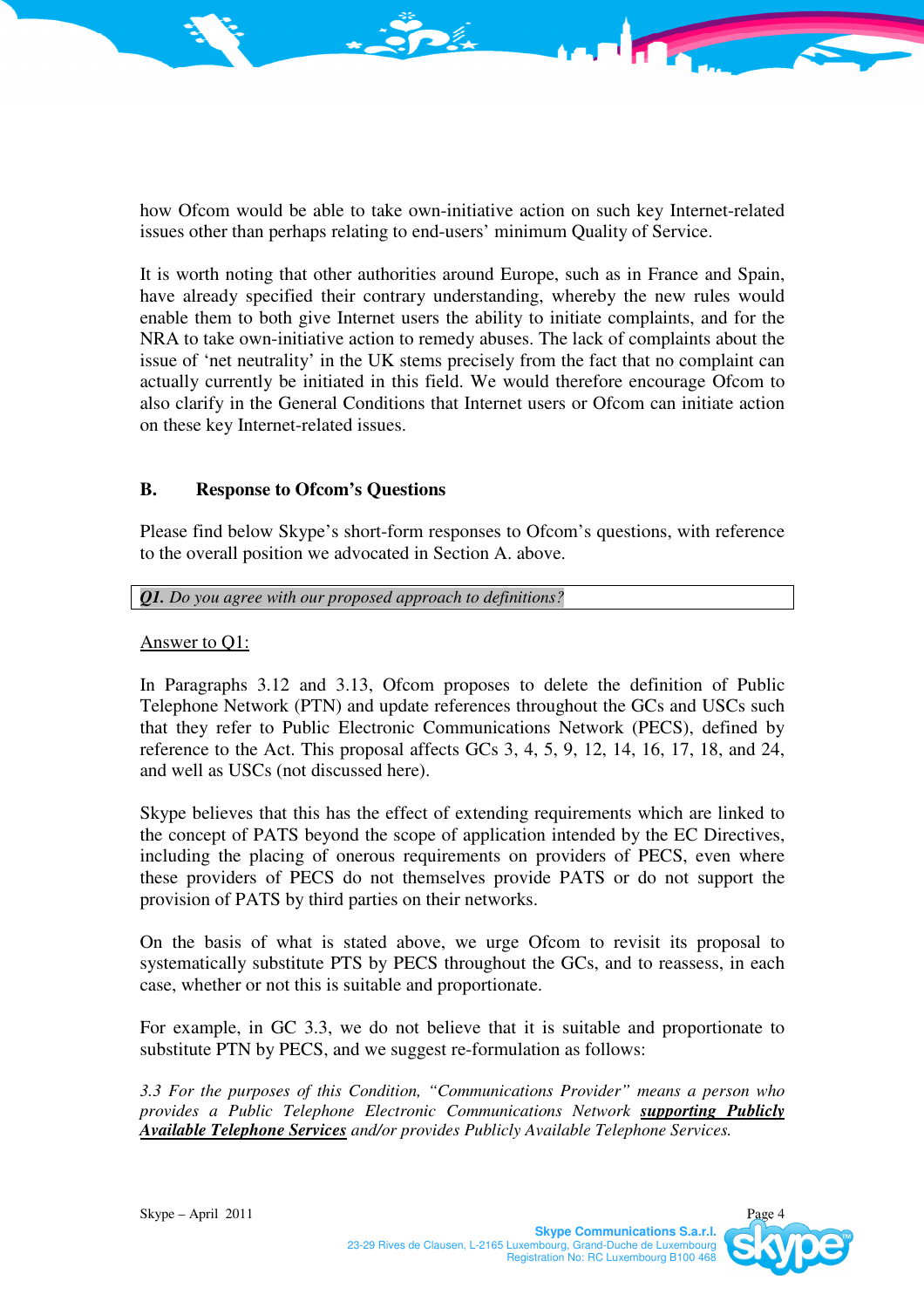how Ofcom would be able to take own-initiative action on such key Internet-related issues other than perhaps relating to end-users' minimum Quality of Service.

It is worth noting that other authorities around Europe, such as in France and Spain, have already specified their contrary understanding, whereby the new rules would enable them to both give Internet users the ability to initiate complaints, and for the NRA to take own-initiative action to remedy abuses. The lack of complaints about the issue of 'net neutrality' in the UK stems precisely from the fact that no complaint can actually currently be initiated in this field. We would therefore encourage Ofcom to also clarify in the General Conditions that Internet users or Ofcom can initiate action on these key Internet-related issues.

## B. Response to Ofcom's Questions

Please find below Skype's short-form responses to Ofcom's questions, with reference to the overall position we advocated in Section A. above.

***Q1.*** *Do you agree with our proposed approach to definitions?*

Answer to Q1:

In Paragraphs 3.12 and 3.13, Ofcom proposes to delete the definition of Public Telephone Network (PTN) and update references throughout the GCs and USCs such that they refer to Public Electronic Communications Network (PECS), defined by reference to the Act. This proposal affects GCs 3, 4, 5, 9, 12, 14, 16, 17, 18, and 24, and well as USCs (not discussed here).

Skype believes that this has the effect of extending requirements which are linked to the concept of PATS beyond the scope of application intended by the EC Directives, including the placing of onerous requirements on providers of PECS, even where these providers of PECS do not themselves provide PATS or do not support the provision of PATS by third parties on their networks.

On the basis of what is stated above, we urge Ofcom to revisit its proposal to systematically substitute PTS by PECS throughout the GCs, and to reassess, in each case, whether or not this is suitable and proportionate.

For example, in GC 3.3, we do not believe that it is suitable and proportionate to substitute PTN by PECS, and we suggest re-formulation as follows:

*3.3 For the purposes of this Condition, "Communications Provider" means a person who provides a Public Telephone Electronic Communications Network* ***supporting Publicly Available Telephone Services*** *and/or provides Publicly Available Telephone Services.*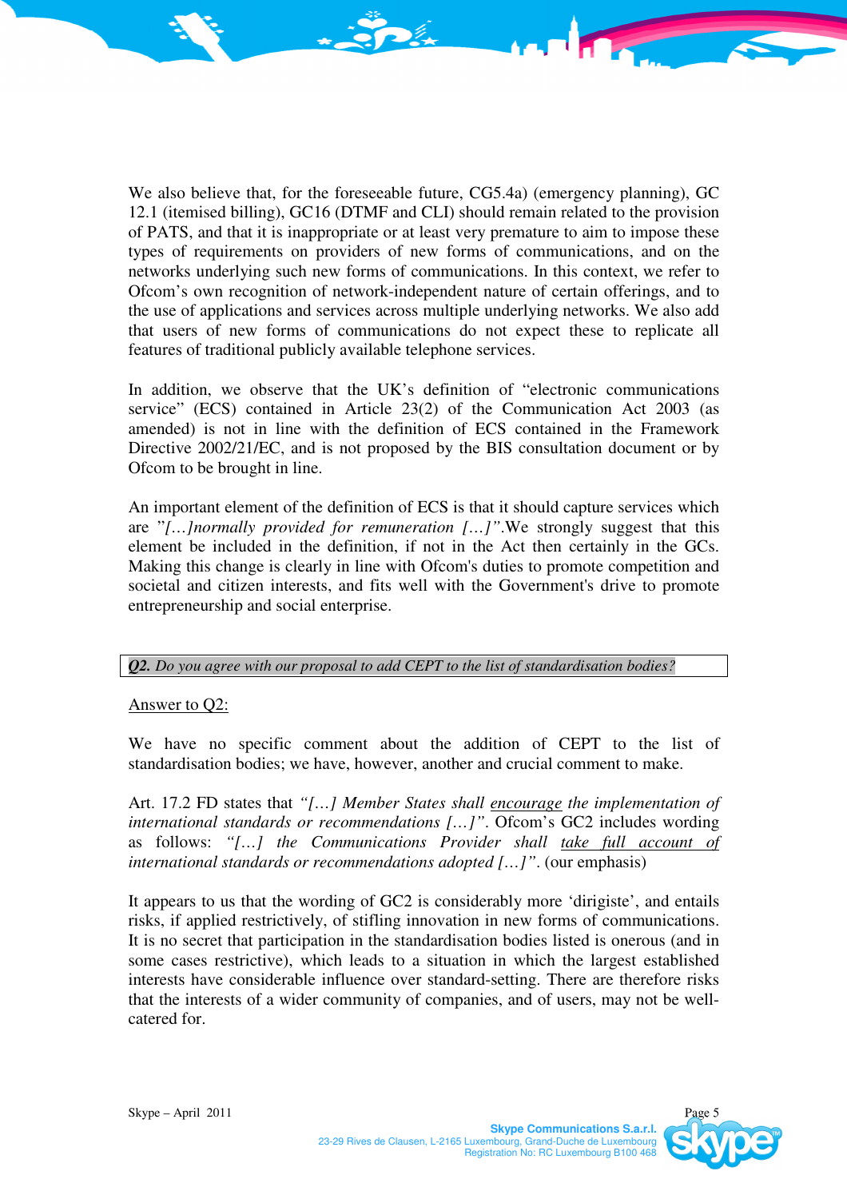We also believe that, for the foreseeable future, CG5.4a) (emergency planning), GC 12.1 (itemised billing), GC16 (DTMF and CLI) should remain related to the provision of PATS, and that it is inappropriate or at least very premature to aim to impose these types of requirements on providers of new forms of communications, and on the networks underlying such new forms of communications. In this context, we refer to Ofcom's own recognition of network-independent nature of certain offerings, and to the use of applications and services across multiple underlying networks. We also add that users of new forms of communications do not expect these to replicate all features of traditional publicly available telephone services.

In addition, we observe that the UK's definition of "electronic communications service" (ECS) contained in Article 23(2) of the Communication Act 2003 (as amended) is not in line with the definition of ECS contained in the Framework Directive 2002/21/EC, and is not proposed by the BIS consultation document or by Ofcom to be brought in line.

An important element of the definition of ECS is that it should capture services which are "*[…]normally provided for remuneration […]*".We strongly suggest that this element be included in the definition, if not in the Act then certainly in the GCs. Making this change is clearly in line with Ofcom's duties to promote competition and societal and citizen interests, and fits well with the Government's drive to promote entrepreneurship and social enterprise.

***Q2.** Do you agree with our proposal to add CEPT to the list of standardisation bodies?*

Answer to Q2:

We have no specific comment about the addition of CEPT to the list of standardisation bodies; we have, however, another and crucial comment to make.

Art. 17.2 FD states that *"[…] Member States shall encourage the implementation of international standards or recommendations […]"*. Ofcom's GC2 includes wording as follows: *"[…] the Communications Provider shall take full account of international standards or recommendations adopted […]"*. (our emphasis)

It appears to us that the wording of GC2 is considerably more 'dirigiste', and entails risks, if applied restrictively, of stifling innovation in new forms of communications. It is no secret that participation in the standardisation bodies listed is onerous (and in some cases restrictive), which leads to a situation in which the largest established interests have considerable influence over standard-setting. There are therefore risks that the interests of a wider community of companies, and of users, may not be well-catered for.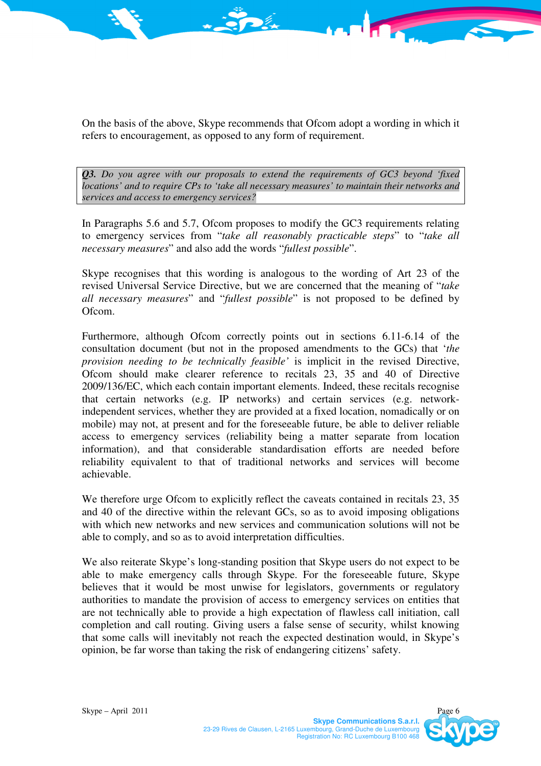On the basis of the above, Skype recommends that Ofcom adopt a wording in which it refers to encouragement, as opposed to any form of requirement.

***Q3.*** *Do you agree with our proposals to extend the requirements of GC3 beyond 'fixed locations' and to require CPs to 'take all necessary measures' to maintain their networks and services and access to emergency services?*

In Paragraphs 5.6 and 5.7, Ofcom proposes to modify the GC3 requirements relating to emergency services from "*take all reasonably practicable steps*" to "*take all necessary measures*" and also add the words "*fullest possible*".

Skype recognises that this wording is analogous to the wording of Art 23 of the revised Universal Service Directive, but we are concerned that the meaning of "*take all necessary measures*" and "*fullest possible*" is not proposed to be defined by Ofcom.

Furthermore, although Ofcom correctly points out in sections 6.11-6.14 of the consultation document (but not in the proposed amendments to the GCs) that '*the provision needing to be technically feasible'* is implicit in the revised Directive, Ofcom should make clearer reference to recitals 23, 35 and 40 of Directive 2009/136/EC, which each contain important elements. Indeed, these recitals recognise that certain networks (e.g. IP networks) and certain services (e.g. network-independent services, whether they are provided at a fixed location, nomadically or on mobile) may not, at present and for the foreseeable future, be able to deliver reliable access to emergency services (reliability being a matter separate from location information), and that considerable standardisation efforts are needed before reliability equivalent to that of traditional networks and services will become achievable.

We therefore urge Ofcom to explicitly reflect the caveats contained in recitals 23, 35 and 40 of the directive within the relevant GCs, so as to avoid imposing obligations with which new networks and new services and communication solutions will not be able to comply, and so as to avoid interpretation difficulties.

We also reiterate Skype's long-standing position that Skype users do not expect to be able to make emergency calls through Skype. For the foreseeable future, Skype believes that it would be most unwise for legislators, governments or regulatory authorities to mandate the provision of access to emergency services on entities that are not technically able to provide a high expectation of flawless call initiation, call completion and call routing. Giving users a false sense of security, whilst knowing that some calls will inevitably not reach the expected destination would, in Skype's opinion, be far worse than taking the risk of endangering citizens' safety.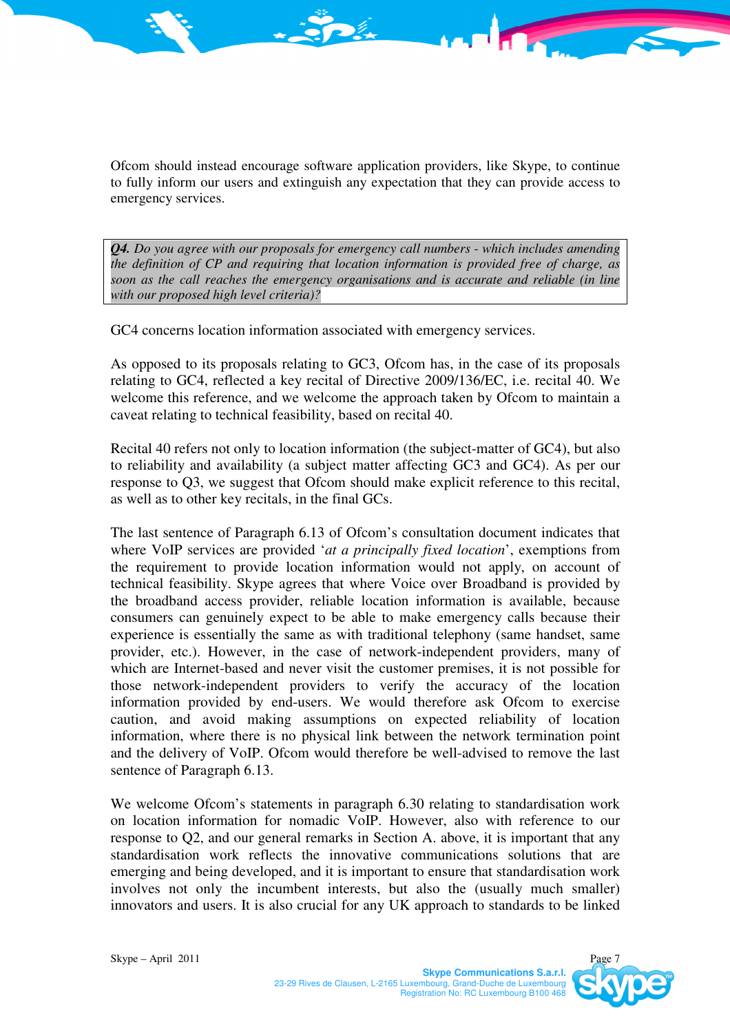Ofcom should instead encourage software application providers, like Skype, to continue to fully inform our users and extinguish any expectation that they can provide access to emergency services.

***Q4.** Do you agree with our proposals for emergency call numbers - which includes amending the definition of CP and requiring that location information is provided free of charge, as soon as the call reaches the emergency organisations and is accurate and reliable (in line with our proposed high level criteria)?*

GC4 concerns location information associated with emergency services.

As opposed to its proposals relating to GC3, Ofcom has, in the case of its proposals relating to GC4, reflected a key recital of Directive 2009/136/EC, i.e. recital 40. We welcome this reference, and we welcome the approach taken by Ofcom to maintain a caveat relating to technical feasibility, based on recital 40.

Recital 40 refers not only to location information (the subject-matter of GC4), but also to reliability and availability (a subject matter affecting GC3 and GC4). As per our response to Q3, we suggest that Ofcom should make explicit reference to this recital, as well as to other key recitals, in the final GCs.

The last sentence of Paragraph 6.13 of Ofcom's consultation document indicates that where VoIP services are provided '*at a principally fixed location*', exemptions from the requirement to provide location information would not apply, on account of technical feasibility. Skype agrees that where Voice over Broadband is provided by the broadband access provider, reliable location information is available, because consumers can genuinely expect to be able to make emergency calls because their experience is essentially the same as with traditional telephony (same handset, same provider, etc.). However, in the case of network-independent providers, many of which are Internet-based and never visit the customer premises, it is not possible for those network-independent providers to verify the accuracy of the location information provided by end-users. We would therefore ask Ofcom to exercise caution, and avoid making assumptions on expected reliability of location information, where there is no physical link between the network termination point and the delivery of VoIP. Ofcom would therefore be well-advised to remove the last sentence of Paragraph 6.13.

We welcome Ofcom's statements in paragraph 6.30 relating to standardisation work on location information for nomadic VoIP. However, also with reference to our response to Q2, and our general remarks in Section A. above, it is important that any standardisation work reflects the innovative communications solutions that are emerging and being developed, and it is important to ensure that standardisation work involves not only the incumbent interests, but also the (usually much smaller) innovators and users. It is also crucial for any UK approach to standards to be linked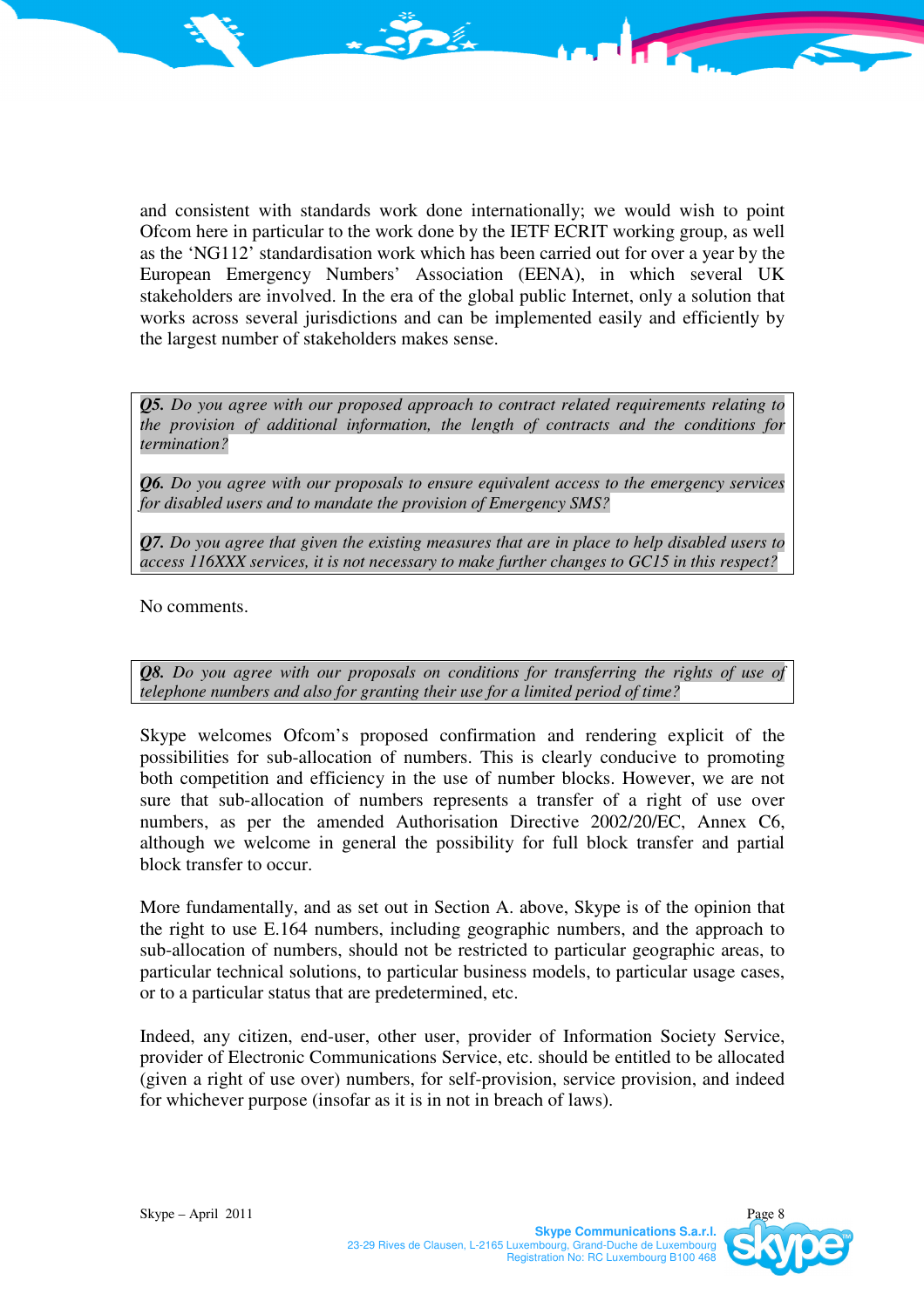and consistent with standards work done internationally; we would wish to point Ofcom here in particular to the work done by the IETF ECRIT working group, as well as the 'NG112' standardisation work which has been carried out for over a year by the European Emergency Numbers' Association (EENA), in which several UK stakeholders are involved. In the era of the global public Internet, only a solution that works across several jurisdictions and can be implemented easily and efficiently by the largest number of stakeholders makes sense.

> ***Q5.*** *Do you agree with our proposed approach to contract related requirements relating to the provision of additional information, the length of contracts and the conditions for termination?*
>
> ***Q6.*** *Do you agree with our proposals to ensure equivalent access to the emergency services for disabled users and to mandate the provision of Emergency SMS?*
>
> ***Q7.*** *Do you agree that given the existing measures that are in place to help disabled users to access 116XXX services, it is not necessary to make further changes to GC15 in this respect?*

No comments.

> ***Q8.*** *Do you agree with our proposals on conditions for transferring the rights of use of telephone numbers and also for granting their use for a limited period of time?*

Skype welcomes Ofcom's proposed confirmation and rendering explicit of the possibilities for sub-allocation of numbers. This is clearly conducive to promoting both competition and efficiency in the use of number blocks. However, we are not sure that sub-allocation of numbers represents a transfer of a right of use over numbers, as per the amended Authorisation Directive 2002/20/EC, Annex C6, although we welcome in general the possibility for full block transfer and partial block transfer to occur.

More fundamentally, and as set out in Section A. above, Skype is of the opinion that the right to use E.164 numbers, including geographic numbers, and the approach to sub-allocation of numbers, should not be restricted to particular geographic areas, to particular technical solutions, to particular business models, to particular usage cases, or to a particular status that are predetermined, etc.

Indeed, any citizen, end-user, other user, provider of Information Society Service, provider of Electronic Communications Service, etc. should be entitled to be allocated (given a right of use over) numbers, for self-provision, service provision, and indeed for whichever purpose (insofar as it is in not in breach of laws).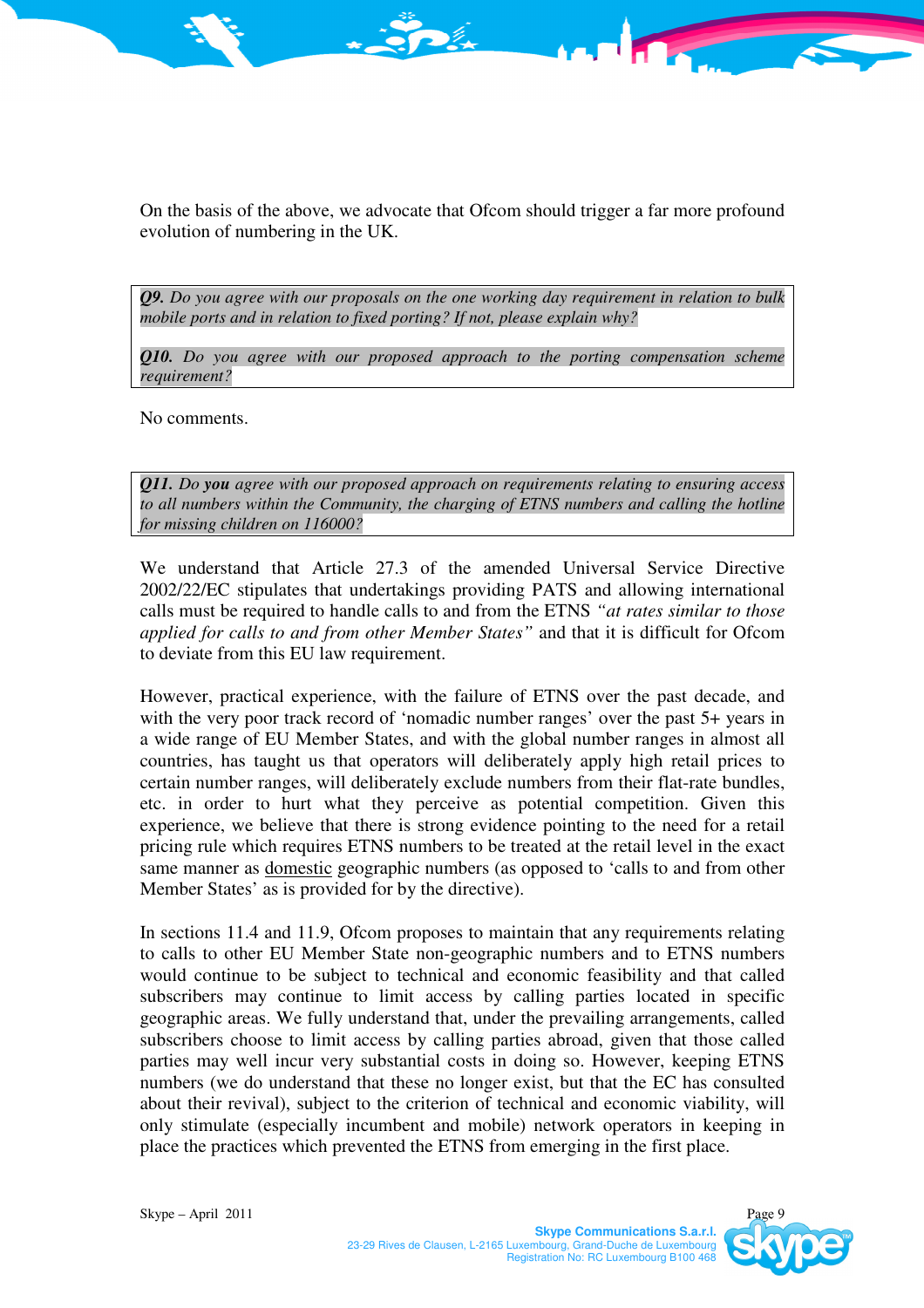On the basis of the above, we advocate that Ofcom should trigger a far more profound evolution of numbering in the UK.

> ***Q9.*** *Do you agree with our proposals on the one working day requirement in relation to bulk mobile ports and in relation to fixed porting? If not, please explain why?*
>
> ***Q10.*** *Do you agree with our proposed approach to the porting compensation scheme requirement?*

No comments.

> ***Q11.*** *Do* ***you*** *agree with our proposed approach on requirements relating to ensuring access to all numbers within the Community, the charging of ETNS numbers and calling the hotline for missing children on 116000?*

We understand that Article 27.3 of the amended Universal Service Directive 2002/22/EC stipulates that undertakings providing PATS and allowing international calls must be required to handle calls to and from the ETNS *"at rates similar to those applied for calls to and from other Member States"* and that it is difficult for Ofcom to deviate from this EU law requirement.

However, practical experience, with the failure of ETNS over the past decade, and with the very poor track record of 'nomadic number ranges' over the past 5+ years in a wide range of EU Member States, and with the global number ranges in almost all countries, has taught us that operators will deliberately apply high retail prices to certain number ranges, will deliberately exclude numbers from their flat-rate bundles, etc. in order to hurt what they perceive as potential competition. Given this experience, we believe that there is strong evidence pointing to the need for a retail pricing rule which requires ETNS numbers to be treated at the retail level in the exact same manner as <u>domestic</u> geographic numbers (as opposed to 'calls to and from other Member States' as is provided for by the directive).

In sections 11.4 and 11.9, Ofcom proposes to maintain that any requirements relating to calls to other EU Member State non-geographic numbers and to ETNS numbers would continue to be subject to technical and economic feasibility and that called subscribers may continue to limit access by calling parties located in specific geographic areas. We fully understand that, under the prevailing arrangements, called subscribers choose to limit access by calling parties abroad, given that those called parties may well incur very substantial costs in doing so. However, keeping ETNS numbers (we do understand that these no longer exist, but that the EC has consulted about their revival), subject to the criterion of technical and economic viability, will only stimulate (especially incumbent and mobile) network operators in keeping in place the practices which prevented the ETNS from emerging in the first place.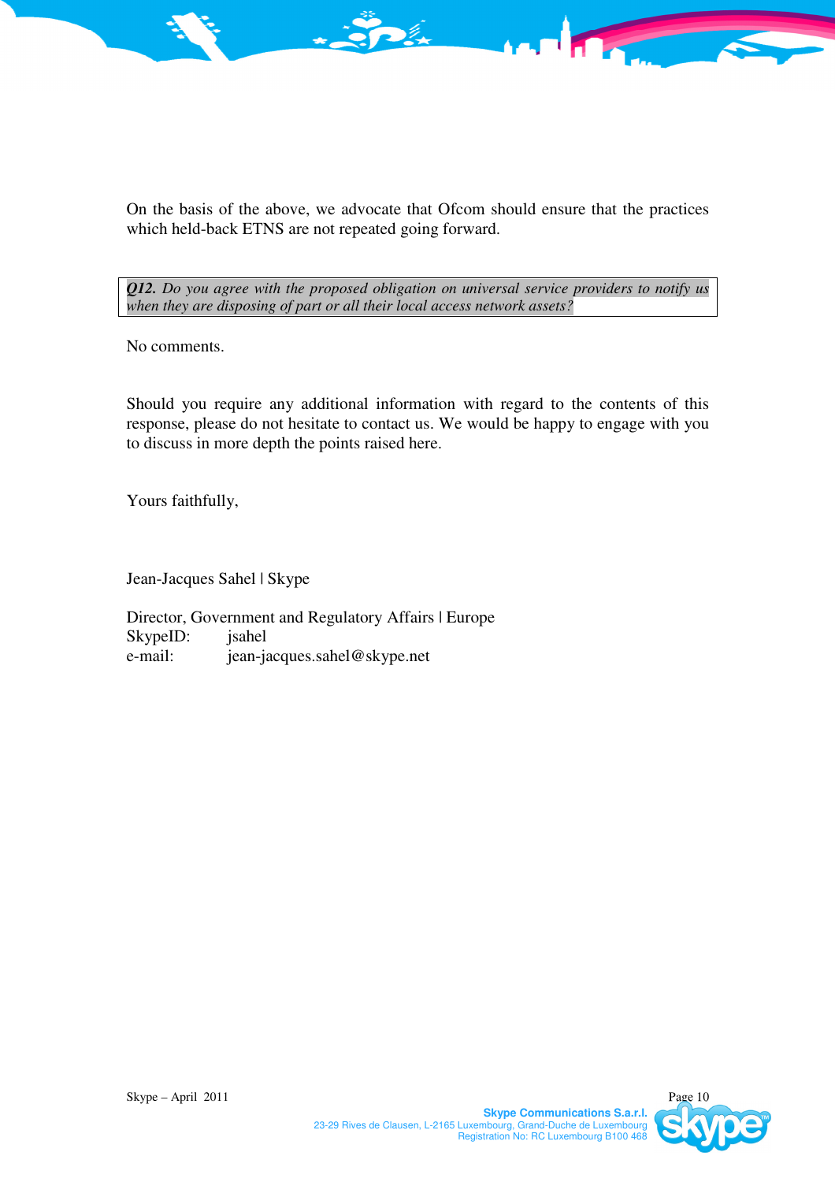On the basis of the above, we advocate that Ofcom should ensure that the practices which held-back ETNS are not repeated going forward.

***Q12.** Do you agree with the proposed obligation on universal service providers to notify us when they are disposing of part or all their local access network assets?*

No comments.

Should you require any additional information with regard to the contents of this response, please do not hesitate to contact us. We would be happy to engage with you to discuss in more depth the points raised here.

Yours faithfully,

Jean-Jacques Sahel | Skype

Director, Government and Regulatory Affairs | Europe
SkypeID: jsahel
e-mail: jean-jacques.sahel@skype.net